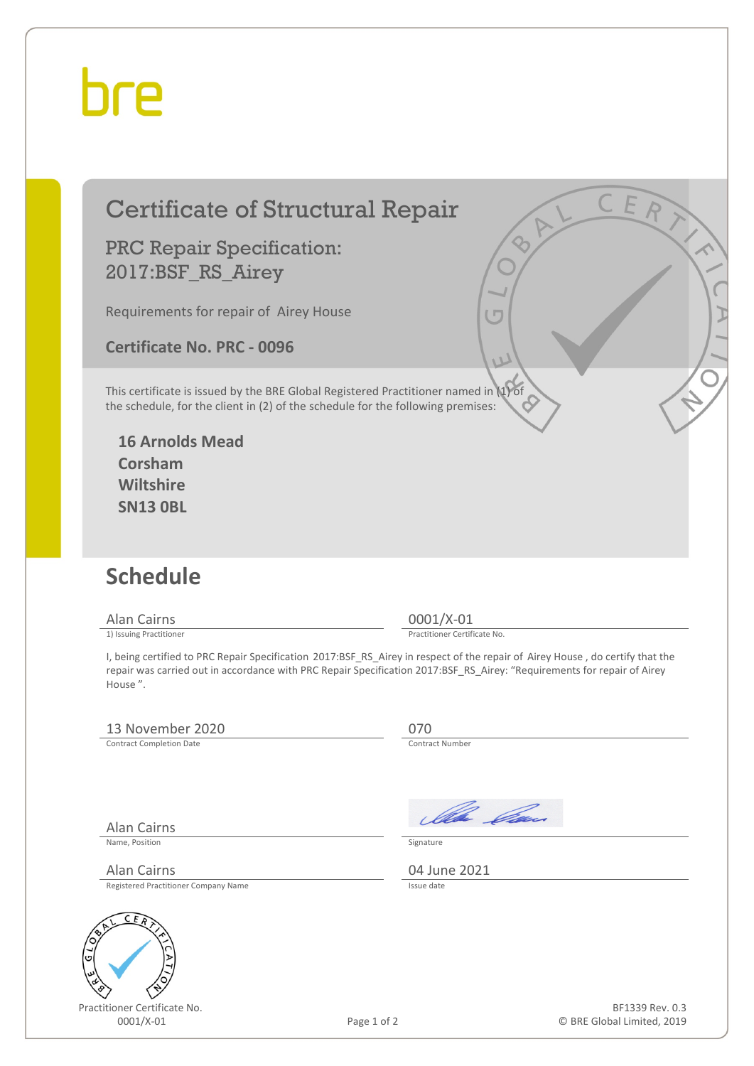bre

# Certificate of Structural Repair

## PRC Repair Specification: 2017:BSF_RS_Airey

Requirements for repair of Airey House

**Certificate No. PRC - 0096**

This certificate is issued by the BRE Global Registered Practitioner named in (1) of the schedule, for the client in (2) of the schedule for the following premises:

**16 Arnolds Mead**
**Corsham**
**Wiltshire**
**SN13 0BL**

## Schedule

| Alan Cairns | 0001/X-01 |
|---|---|
| 1) Issuing Practitioner | Practitioner Certificate No. |

I, being certified to PRC Repair Specification 2017:BSF_RS_Airey in respect of the repair of Airey House , do certify that the repair was carried out in accordance with PRC Repair Specification 2017:BSF_RS_Airey: "Requirements for repair of Airey House ".

| 13 November 2020 | 070 |
|---|---|
| Contract Completion Date | Contract Number |

| Alan Cairns | *(signature)* |
|---|---|
| Name, Position | Signature |

| Alan Cairns | 04 June 2021 |
|---|---|
| Registered Practitioner Company Name | Issue date |

Practitioner Certificate No.
0001/X-01

BF1339 Rev. 0.3
© BRE Global Limited, 2019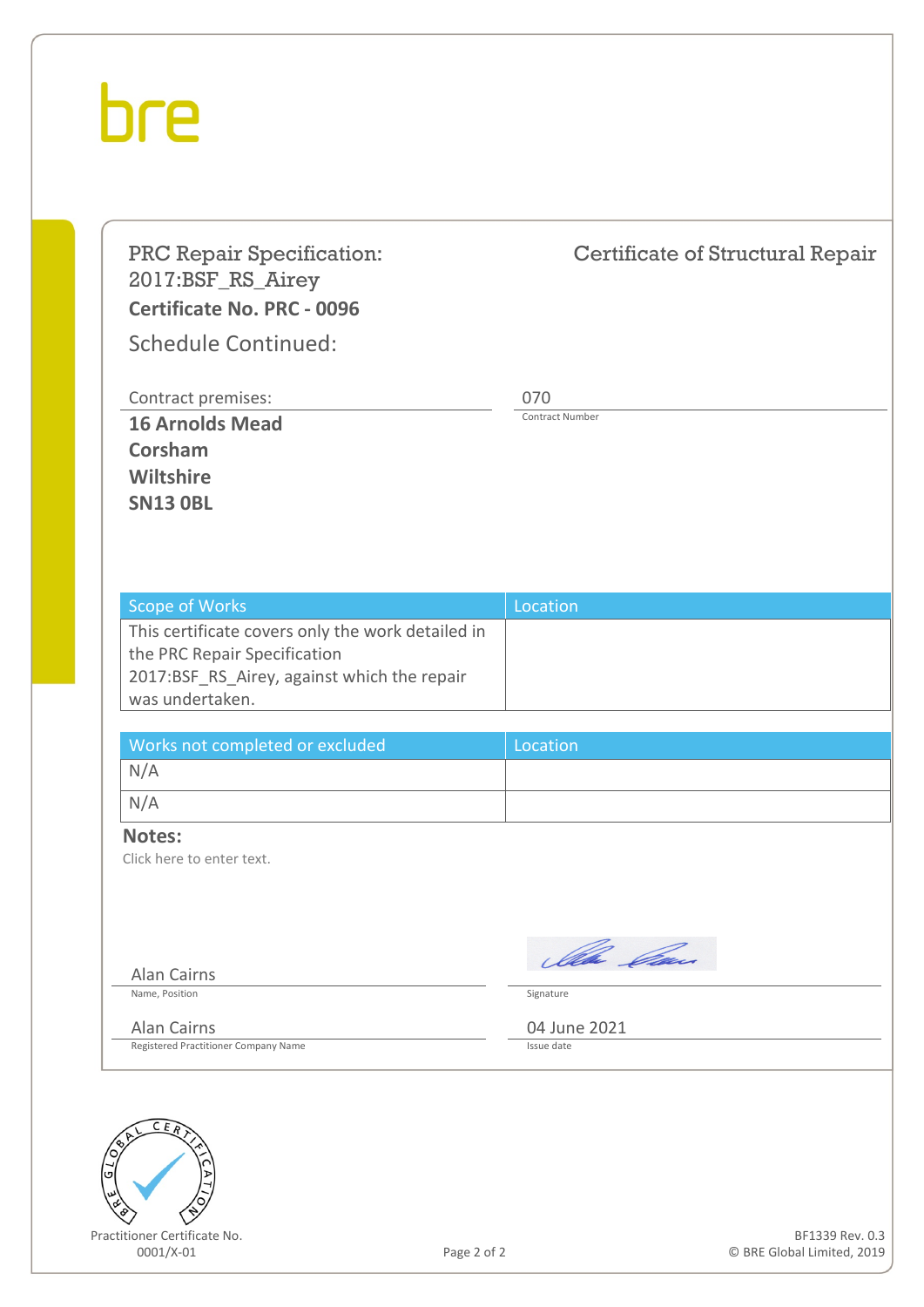bre

PRC Repair Specification:
2017:BSF_RS_Airey

Certificate of Structural Repair

**Certificate No. PRC - 0096**

## Schedule Continued:

Contract premises:

**16 Arnolds Mead**
**Corsham**
**Wiltshire**
**SN13 0BL**

070
Contract Number

| Scope of Works | Location |
| --- | --- |
| This certificate covers only the work detailed in the PRC Repair Specification 2017:BSF_RS_Airey, against which the repair was undertaken. | |

| Works not completed or excluded | Location |
| --- | --- |
| N/A | |
| N/A | |

**Notes:**

Click here to enter text.

Alan Cairns
Name, Position

Signature

Alan Cairns
Registered Practitioner Company Name

04 June 2021
Issue date

BRE GLOBAL CERTIFICATION

Practitioner Certificate No.
0001/X-01

BF1339 Rev. 0.3
© BRE Global Limited, 2019